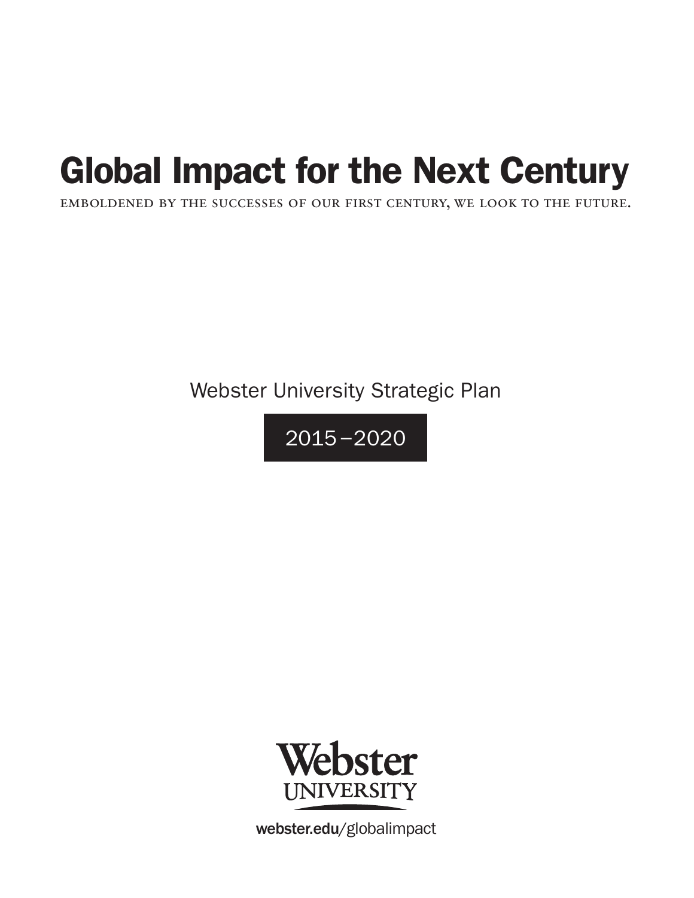# Global Impact for the Next Century

EMBOLDENED BY THE SUCCESSES OF OUR FIRST CENTURY, WE LOOK TO THE FUTURE.

Webster University Strategic Plan

2015–2020

Webster UNIVERSITY

webster.edu/globalimpact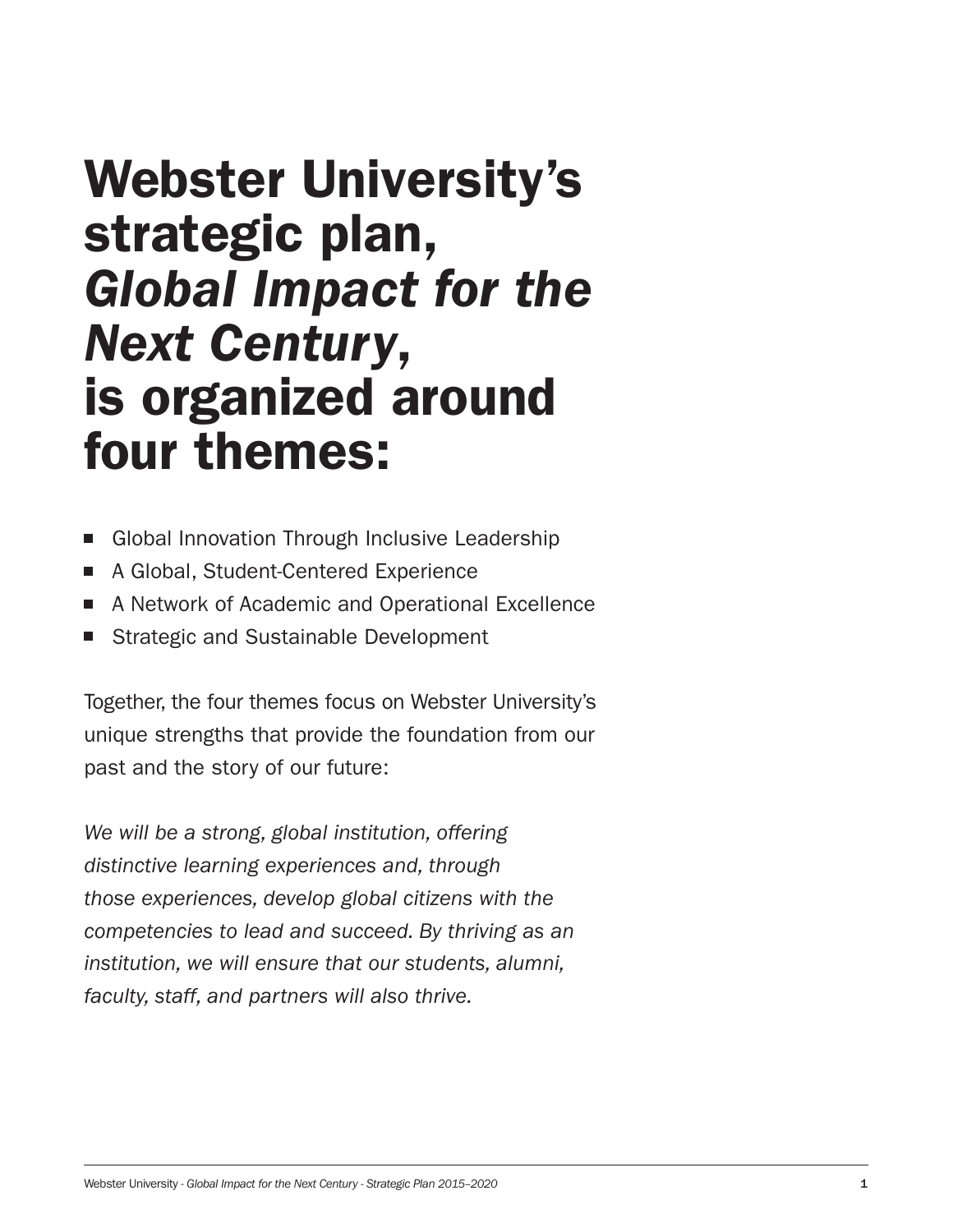# Webster University's strategic plan, *Global Impact for the Next Century*, is organized around four themes:

- Global Innovation Through Inclusive Leadership
- A Global, Student-Centered Experience
- A Network of Academic and Operational Excellence
- Strategic and Sustainable Development

Together, the four themes focus on Webster University's unique strengths that provide the foundation from our past and the story of our future:

*We will be a strong, global institution, offering distinctive learning experiences and, through those experiences, develop global citizens with the competencies to lead and succeed. By thriving as an institution, we will ensure that our students, alumni, faculty, staff, and partners will also thrive.*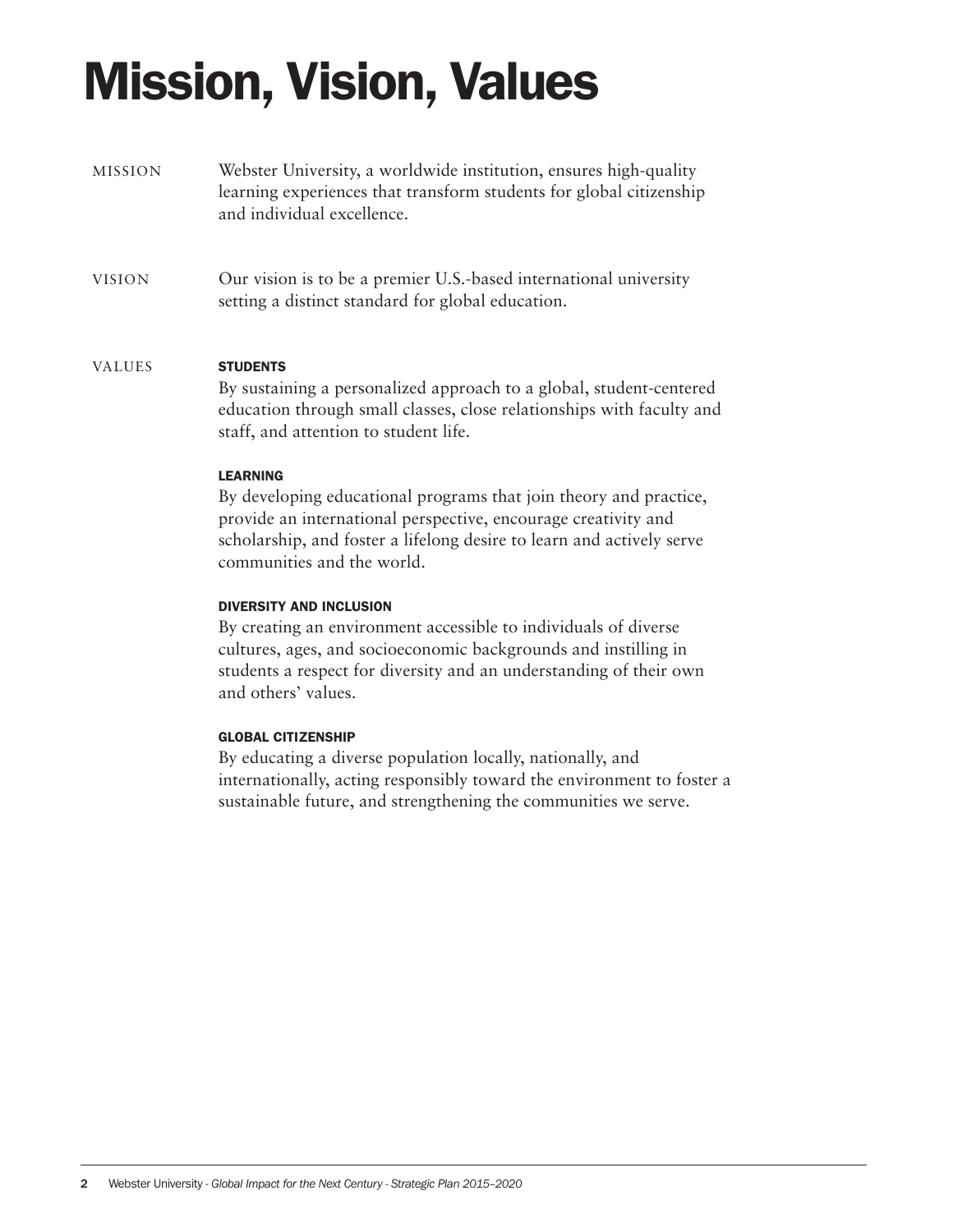# Mission, Vision, Values

## MISSION

Webster University, a worldwide institution, ensures high-quality learning experiences that transform students for global citizenship and individual excellence.

## VISION

Our vision is to be a premier U.S.-based international university setting a distinct standard for global education.

## VALUES

### STUDENTS

By sustaining a personalized approach to a global, student-centered education through small classes, close relationships with faculty and staff, and attention to student life.

### LEARNING

By developing educational programs that join theory and practice, provide an international perspective, encourage creativity and scholarship, and foster a lifelong desire to learn and actively serve communities and the world.

### DIVERSITY AND INCLUSION

By creating an environment accessible to individuals of diverse cultures, ages, and socioeconomic backgrounds and instilling in students a respect for diversity and an understanding of their own and others' values.

### GLOBAL CITIZENSHIP

By educating a diverse population locally, nationally, and internationally, acting responsibly toward the environment to foster a sustainable future, and strengthening the communities we serve.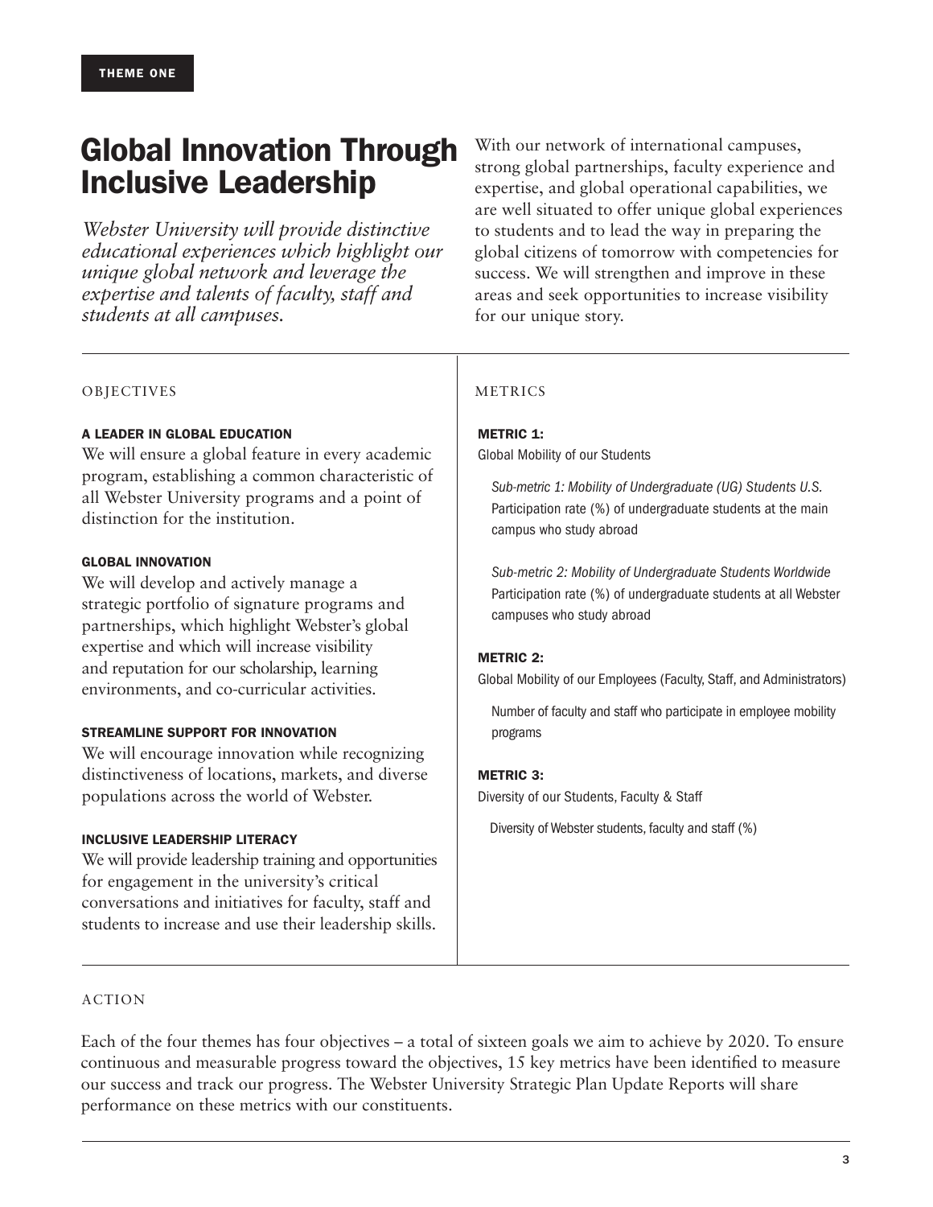THEME ONE

# Global Innovation Through Inclusive Leadership

*Webster University will provide distinctive educational experiences which highlight our unique global network and leverage the expertise and talents of faculty, staff and students at all campuses.*

With our network of international campuses, strong global partnerships, faculty experience and expertise, and global operational capabilities, we are well situated to offer unique global experiences to students and to lead the way in preparing the global citizens of tomorrow with competencies for success. We will strengthen and improve in these areas and seek opportunities to increase visibility for our unique story.

## OBJECTIVES

### A LEADER IN GLOBAL EDUCATION

We will ensure a global feature in every academic program, establishing a common characteristic of all Webster University programs and a point of distinction for the institution.

### GLOBAL INNOVATION

We will develop and actively manage a strategic portfolio of signature programs and partnerships, which highlight Webster's global expertise and which will increase visibility and reputation for our scholarship, learning environments, and co-curricular activities.

### STREAMLINE SUPPORT FOR INNOVATION

We will encourage innovation while recognizing distinctiveness of locations, markets, and diverse populations across the world of Webster.

### INCLUSIVE LEADERSHIP LITERACY

We will provide leadership training and opportunities for engagement in the university's critical conversations and initiatives for faculty, staff and students to increase and use their leadership skills.

## METRICS

### METRIC 1:

Global Mobility of our Students

*Sub-metric 1: Mobility of Undergraduate (UG) Students U.S.*
Participation rate (%) of undergraduate students at the main campus who study abroad

*Sub-metric 2: Mobility of Undergraduate Students Worldwide*
Participation rate (%) of undergraduate students at all Webster campuses who study abroad

### METRIC 2:

Global Mobility of our Employees (Faculty, Staff, and Administrators)

Number of faculty and staff who participate in employee mobility programs

### METRIC 3:

Diversity of our Students, Faculty & Staff

Diversity of Webster students, faculty and staff (%)

## ACTION

Each of the four themes has four objectives – a total of sixteen goals we aim to achieve by 2020. To ensure continuous and measurable progress toward the objectives, 15 key metrics have been identified to measure our success and track our progress. The Webster University Strategic Plan Update Reports will share performance on these metrics with our constituents.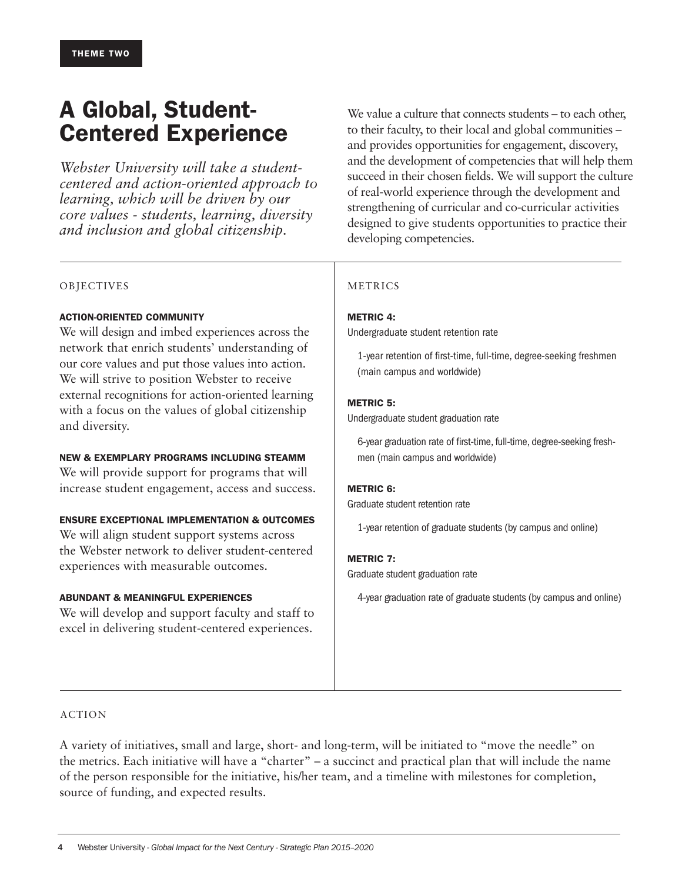THEME TWO

# A Global, Student-Centered Experience

*Webster University will take a student-centered and action-oriented approach to learning, which will be driven by our core values - students, learning, diversity and inclusion and global citizenship.*

We value a culture that connects students – to each other, to their faculty, to their local and global communities – and provides opportunities for engagement, discovery, and the development of competencies that will help them succeed in their chosen fields. We will support the culture of real-world experience through the development and strengthening of curricular and co-curricular activities designed to give students opportunities to practice their developing competencies.

## OBJECTIVES

**ACTION-ORIENTED COMMUNITY**

We will design and imbed experiences across the network that enrich students' understanding of our core values and put those values into action. We will strive to position Webster to receive external recognitions for action-oriented learning with a focus on the values of global citizenship and diversity.

**NEW & EXEMPLARY PROGRAMS INCLUDING STEAMM**

We will provide support for programs that will increase student engagement, access and success.

**ENSURE EXCEPTIONAL IMPLEMENTATION & OUTCOMES**

We will align student support systems across the Webster network to deliver student-centered experiences with measurable outcomes.

**ABUNDANT & MEANINGFUL EXPERIENCES**

We will develop and support faculty and staff to excel in delivering student-centered experiences.

## METRICS

**METRIC 4:**

Undergraduate student retention rate

1-year retention of first-time, full-time, degree-seeking freshmen (main campus and worldwide)

**METRIC 5:**

Undergraduate student graduation rate

6-year graduation rate of first-time, full-time, degree-seeking freshmen (main campus and worldwide)

**METRIC 6:**

Graduate student retention rate

1-year retention of graduate students (by campus and online)

**METRIC 7:**

Graduate student graduation rate

4-year graduation rate of graduate students (by campus and online)

## ACTION

A variety of initiatives, small and large, short- and long-term, will be initiated to "move the needle" on the metrics. Each initiative will have a "charter" – a succinct and practical plan that will include the name of the person responsible for the initiative, his/her team, and a timeline with milestones for completion, source of funding, and expected results.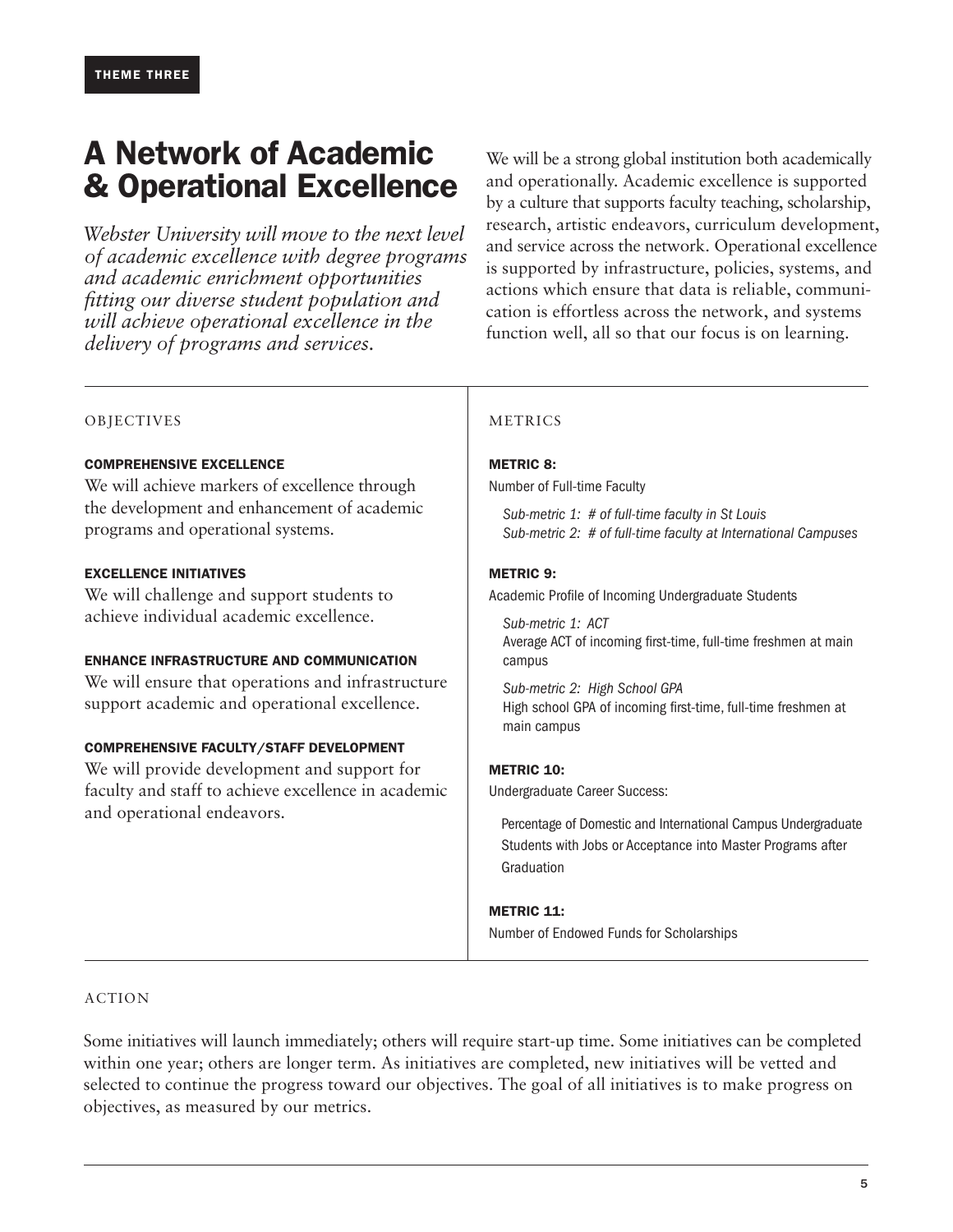**THEME THREE**

# A Network of Academic & Operational Excellence

*Webster University will move to the next level of academic excellence with degree programs and academic enrichment opportunities fitting our diverse student population and will achieve operational excellence in the delivery of programs and services.*

We will be a strong global institution both academically and operationally. Academic excellence is supported by a culture that supports faculty teaching, scholarship, research, artistic endeavors, curriculum development, and service across the network. Operational excellence is supported by infrastructure, policies, systems, and actions which ensure that data is reliable, communication is effortless across the network, and systems function well, all so that our focus is on learning.

## OBJECTIVES

**COMPREHENSIVE EXCELLENCE**

We will achieve markers of excellence through the development and enhancement of academic programs and operational systems.

**EXCELLENCE INITIATIVES**

We will challenge and support students to achieve individual academic excellence.

**ENHANCE INFRASTRUCTURE AND COMMUNICATION**

We will ensure that operations and infrastructure support academic and operational excellence.

**COMPREHENSIVE FACULTY/STAFF DEVELOPMENT**

We will provide development and support for faculty and staff to achieve excellence in academic and operational endeavors.

## METRICS

**METRIC 8:**

Number of Full-time Faculty

*Sub-metric 1: # of full-time faculty in St Louis*
*Sub-metric 2: # of full-time faculty at International Campuses*

**METRIC 9:**

Academic Profile of Incoming Undergraduate Students

*Sub-metric 1: ACT*
Average ACT of incoming first-time, full-time freshmen at main campus

*Sub-metric 2: High School GPA*
High school GPA of incoming first-time, full-time freshmen at main campus

**METRIC 10:**

Undergraduate Career Success:

Percentage of Domestic and International Campus Undergraduate Students with Jobs or Acceptance into Master Programs after Graduation

**METRIC 11:**

Number of Endowed Funds for Scholarships

## ACTION

Some initiatives will launch immediately; others will require start-up time. Some initiatives can be completed within one year; others are longer term. As initiatives are completed, new initiatives will be vetted and selected to continue the progress toward our objectives. The goal of all initiatives is to make progress on objectives, as measured by our metrics.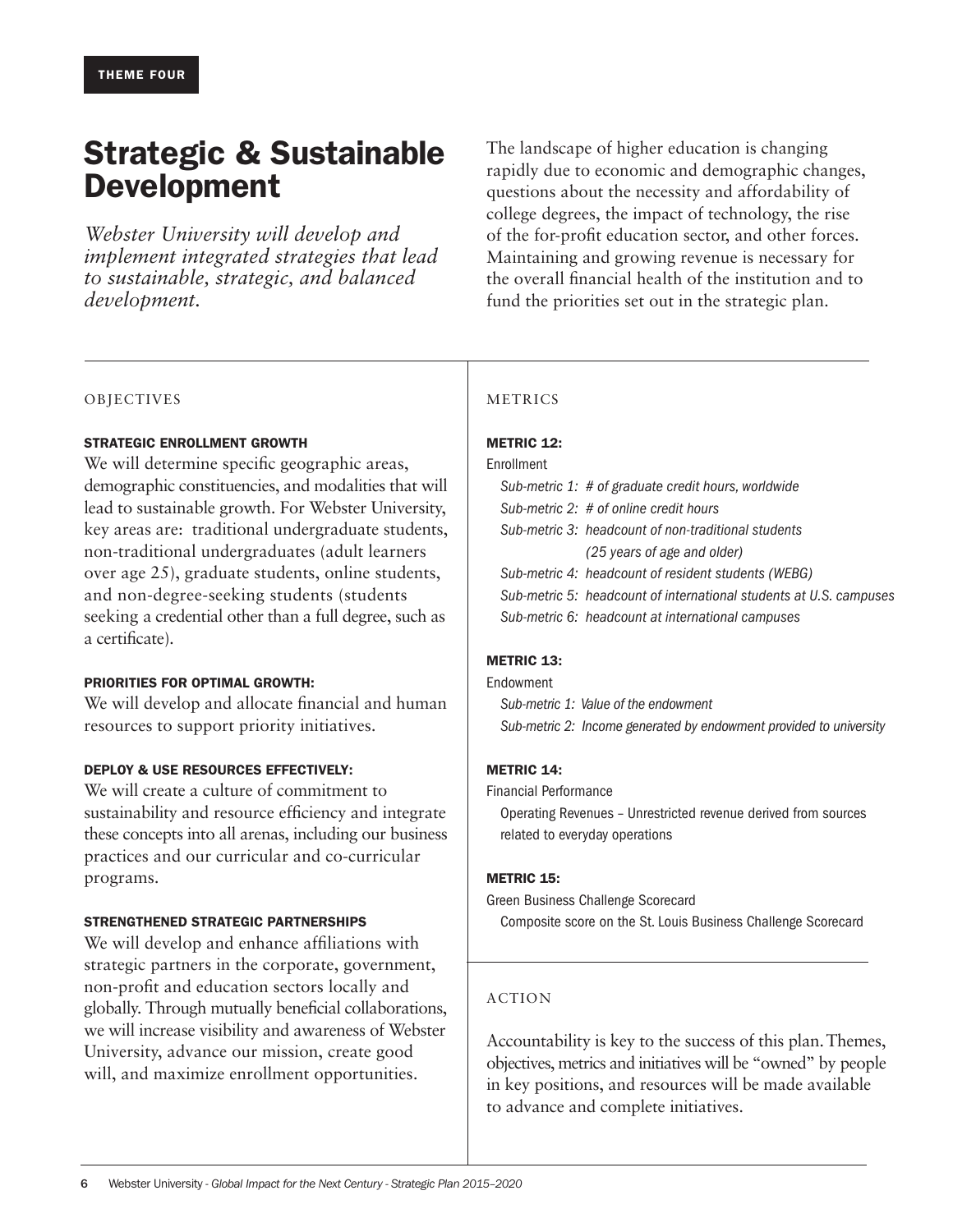THEME FOUR

# Strategic & Sustainable Development

*Webster University will develop and implement integrated strategies that lead to sustainable, strategic, and balanced development.*

The landscape of higher education is changing rapidly due to economic and demographic changes, questions about the necessity and affordability of college degrees, the impact of technology, the rise of the for-profit education sector, and other forces. Maintaining and growing revenue is necessary for the overall financial health of the institution and to fund the priorities set out in the strategic plan.

## OBJECTIVES

### STRATEGIC ENROLLMENT GROWTH

We will determine specific geographic areas, demographic constituencies, and modalities that will lead to sustainable growth. For Webster University, key areas are: traditional undergraduate students, non-traditional undergraduates (adult learners over age 25), graduate students, online students, and non-degree-seeking students (students seeking a credential other than a full degree, such as a certificate).

### PRIORITIES FOR OPTIMAL GROWTH:

We will develop and allocate financial and human resources to support priority initiatives.

### DEPLOY & USE RESOURCES EFFECTIVELY:

We will create a culture of commitment to sustainability and resource efficiency and integrate these concepts into all arenas, including our business practices and our curricular and co-curricular programs.

### STRENGTHENED STRATEGIC PARTNERSHIPS

We will develop and enhance affiliations with strategic partners in the corporate, government, non-profit and education sectors locally and globally. Through mutually beneficial collaborations, we will increase visibility and awareness of Webster University, advance our mission, create good will, and maximize enrollment opportunities.

## METRICS

### METRIC 12:

Enrollment

- *Sub-metric 1: # of graduate credit hours, worldwide*
- *Sub-metric 2: # of online credit hours*
- *Sub-metric 3: headcount of non-traditional students (25 years of age and older)*
- *Sub-metric 4: headcount of resident students (WEBG)*
- *Sub-metric 5: headcount of international students at U.S. campuses*
- *Sub-metric 6: headcount at international campuses*

### METRIC 13:

Endowment

- *Sub-metric 1: Value of the endowment*
- *Sub-metric 2: Income generated by endowment provided to university*

### METRIC 14:

Financial Performance

Operating Revenues – Unrestricted revenue derived from sources related to everyday operations

### METRIC 15:

Green Business Challenge Scorecard

Composite score on the St. Louis Business Challenge Scorecard

## ACTION

Accountability is key to the success of this plan. Themes, objectives, metrics and initiatives will be "owned" by people in key positions, and resources will be made available to advance and complete initiatives.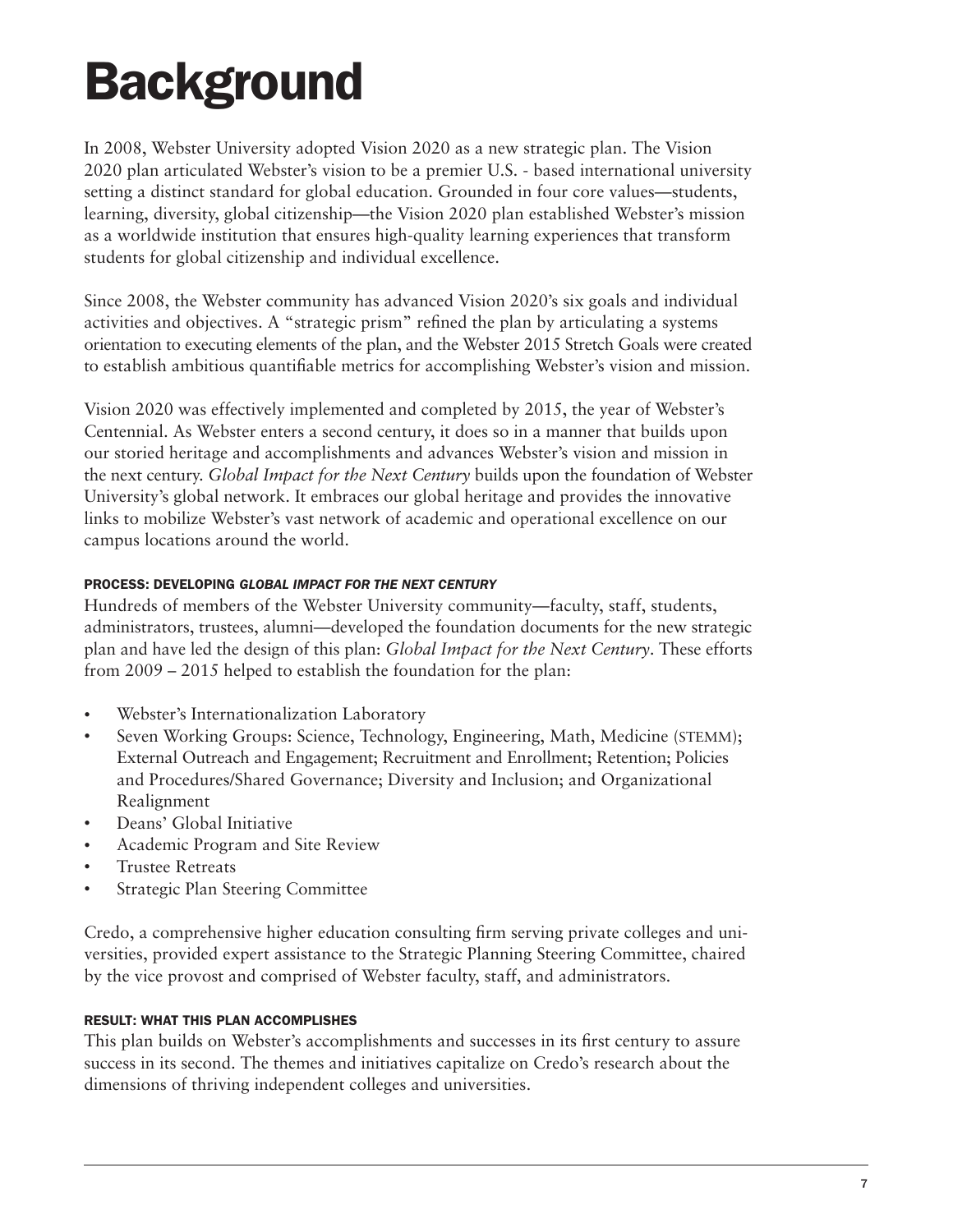# Background

In 2008, Webster University adopted Vision 2020 as a new strategic plan. The Vision 2020 plan articulated Webster's vision to be a premier U.S. - based international university setting a distinct standard for global education. Grounded in four core values—students, learning, diversity, global citizenship—the Vision 2020 plan established Webster's mission as a worldwide institution that ensures high-quality learning experiences that transform students for global citizenship and individual excellence.

Since 2008, the Webster community has advanced Vision 2020's six goals and individual activities and objectives. A "strategic prism" refined the plan by articulating a systems orientation to executing elements of the plan, and the Webster 2015 Stretch Goals were created to establish ambitious quantifiable metrics for accomplishing Webster's vision and mission.

Vision 2020 was effectively implemented and completed by 2015, the year of Webster's Centennial. As Webster enters a second century, it does so in a manner that builds upon our storied heritage and accomplishments and advances Webster's vision and mission in the next century. *Global Impact for the Next Century* builds upon the foundation of Webster University's global network. It embraces our global heritage and provides the innovative links to mobilize Webster's vast network of academic and operational excellence on our campus locations around the world.

#### PROCESS: DEVELOPING *GLOBAL IMPACT FOR THE NEXT CENTURY*

Hundreds of members of the Webster University community—faculty, staff, students, administrators, trustees, alumni—developed the foundation documents for the new strategic plan and have led the design of this plan: *Global Impact for the Next Century*. These efforts from 2009 – 2015 helped to establish the foundation for the plan:

- Webster's Internationalization Laboratory
- Seven Working Groups: Science, Technology, Engineering, Math, Medicine (STEMM); External Outreach and Engagement; Recruitment and Enrollment; Retention; Policies and Procedures/Shared Governance; Diversity and Inclusion; and Organizational Realignment
- Deans' Global Initiative
- Academic Program and Site Review
- Trustee Retreats
- Strategic Plan Steering Committee

Credo, a comprehensive higher education consulting firm serving private colleges and universities, provided expert assistance to the Strategic Planning Steering Committee, chaired by the vice provost and comprised of Webster faculty, staff, and administrators.

#### RESULT: WHAT THIS PLAN ACCOMPLISHES

This plan builds on Webster's accomplishments and successes in its first century to assure success in its second. The themes and initiatives capitalize on Credo's research about the dimensions of thriving independent colleges and universities.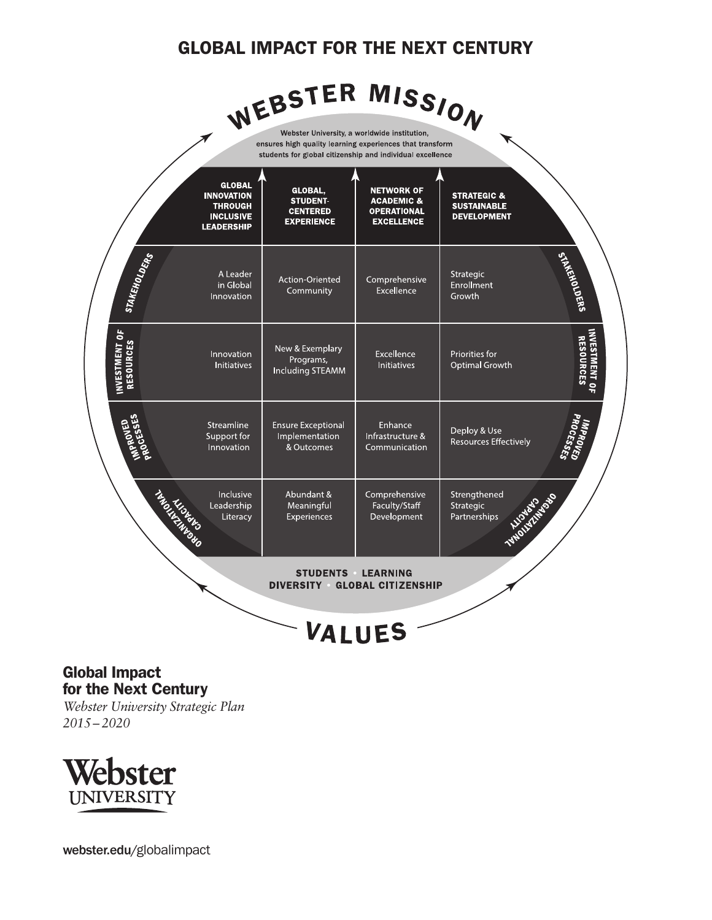# GLOBAL IMPACT FOR THE NEXT CENTURY

WEBSTER MISSION

Webster University, a worldwide institution, ensures high quality learning experiences that transform students for global citizenship and individual excellence

| | GLOBAL INNOVATION THROUGH INCLUSIVE LEADERSHIP | GLOBAL, STUDENT-CENTERED EXPERIENCE | NETWORK OF ACADEMIC & OPERATIONAL EXCELLENCE | STRATEGIC & SUSTAINABLE DEVELOPMENT | |
|---|---|---|---|---|---|
| STAKEHOLDERS | A Leader in Global Innovation | Action-Oriented Community | Comprehensive Excellence | Strategic Enrollment Growth | STAKEHOLDERS |
| INVESTMENT OF RESOURCES | Innovation Initiatives | New & Exemplary Programs, Including STEAMM | Excellence Initiatives | Priorities for Optimal Growth | INVESTMENT OF RESOURCES |
| IMPROVED PROCESSES | Streamline Support for Innovation | Ensure Exceptional Implementation & Outcomes | Enhance Infrastructure & Communication | Deploy & Use Resources Effectively | IMPROVED PROCESSES |
| ORGANIZATIONAL CAPACITY | Inclusive Leadership Literacy | Abundant & Meaningful Experiences | Comprehensive Faculty/Staff Development | Strengthened Strategic Partnerships | ORGANIZATIONAL CAPACITY |

STUDENTS • LEARNING
DIVERSITY • GLOBAL CITIZENSHIP

VALUES

**Global Impact for the Next Century**

*Webster University Strategic Plan 2015 – 2020*

Webster UNIVERSITY

**webster.edu**/globalimpact